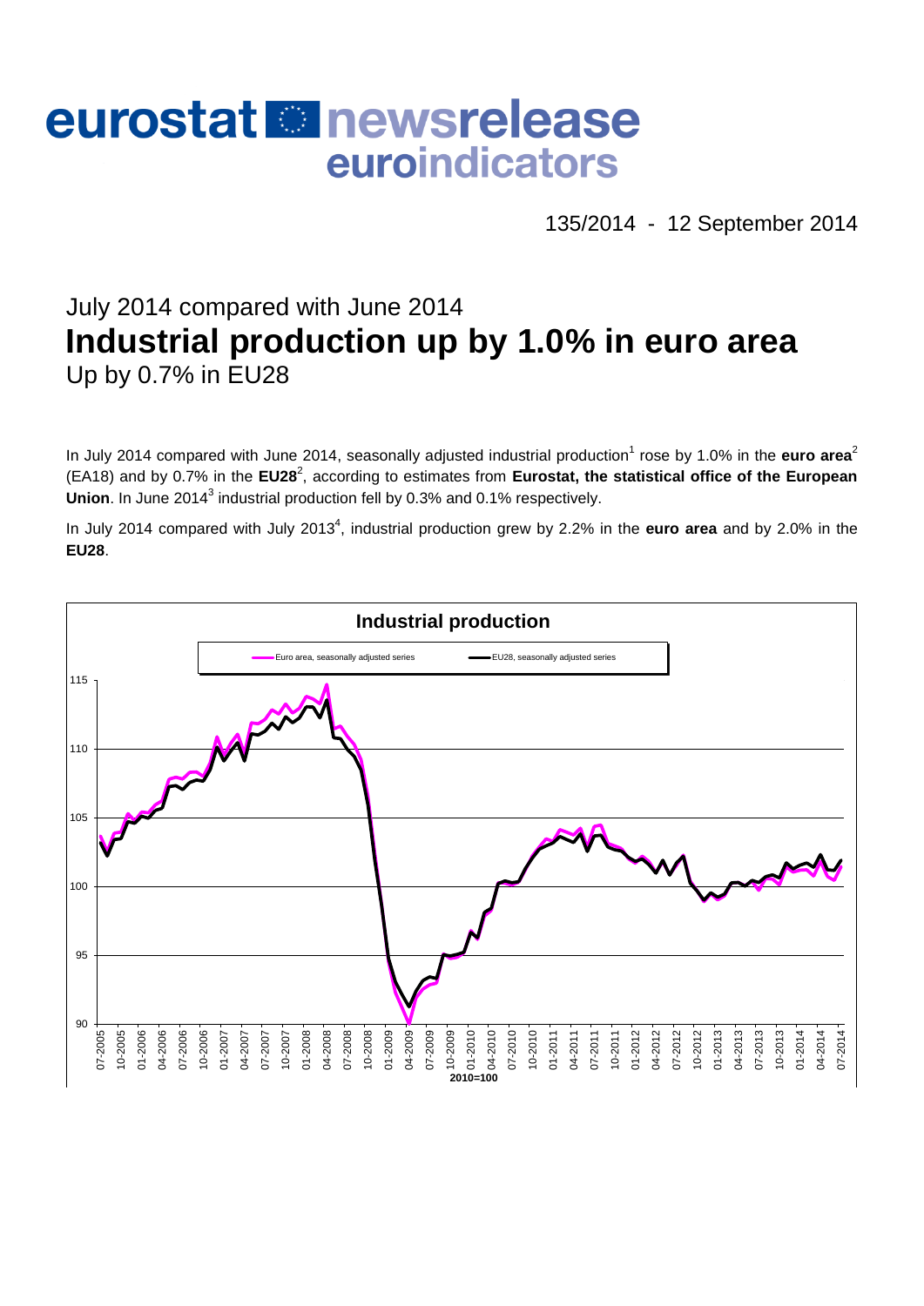# eurostat newsrelease euroindicators

135/2014 - 12 September 2014

## July 2014 compared with June 2014
# Industrial production up by 1.0% in euro area
## Up by 0.7% in EU28

In July 2014 compared with June 2014, seasonally adjusted industrial production[1] rose by 1.0% in the **euro area**[2] (EA18) and by 0.7% in the **EU28**[2], according to estimates from **Eurostat, the statistical office of the European Union**. In June 2014[3] industrial production fell by 0.3% and 0.1% respectively.

In July 2014 compared with July 2013[4], industrial production grew by 2.2% in the **euro area** and by 2.0% in the **EU28**.

**Industrial production**

Euro area, seasonally adjusted series — EU28, seasonally adjusted series

2010=100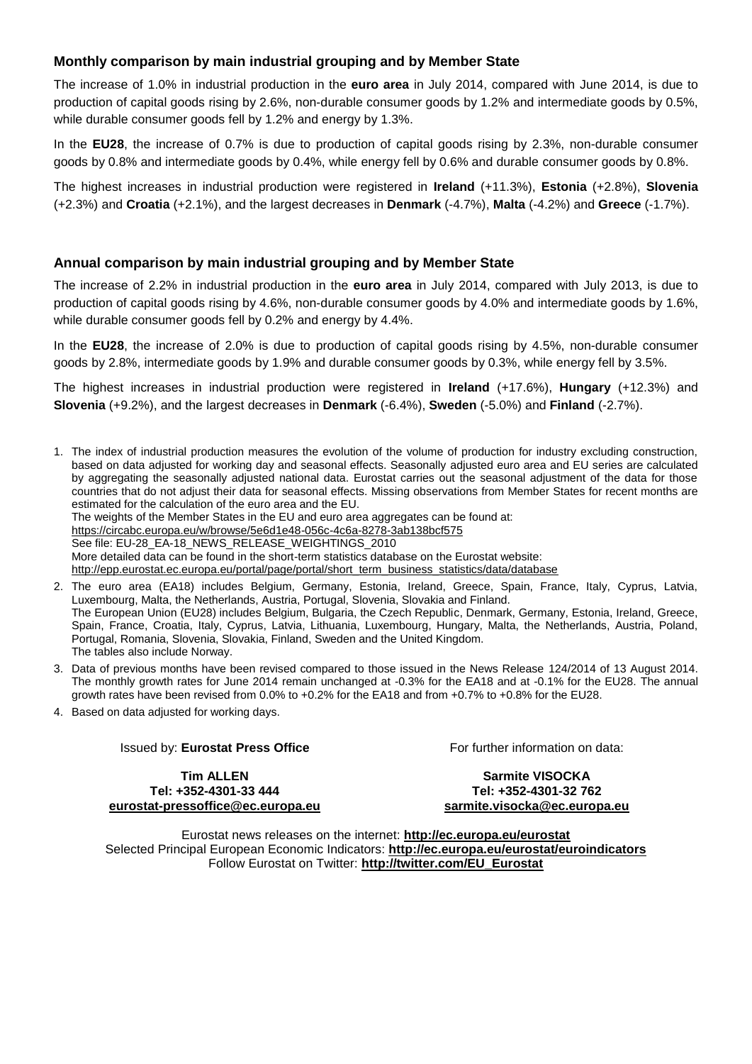## Monthly comparison by main industrial grouping and by Member State

The increase of 1.0% in industrial production in the **euro area** in July 2014, compared with June 2014, is due to production of capital goods rising by 2.6%, non-durable consumer goods by 1.2% and intermediate goods by 0.5%, while durable consumer goods fell by 1.2% and energy by 1.3%.

In the **EU28**, the increase of 0.7% is due to production of capital goods rising by 2.3%, non-durable consumer goods by 0.8% and intermediate goods by 0.4%, while energy fell by 0.6% and durable consumer goods by 0.8%.

The highest increases in industrial production were registered in **Ireland** (+11.3%), **Estonia** (+2.8%), **Slovenia** (+2.3%) and **Croatia** (+2.1%), and the largest decreases in **Denmark** (-4.7%), **Malta** (-4.2%) and **Greece** (-1.7%).

## Annual comparison by main industrial grouping and by Member State

The increase of 2.2% in industrial production in the **euro area** in July 2014, compared with July 2013, is due to production of capital goods rising by 4.6%, non-durable consumer goods by 4.0% and intermediate goods by 1.6%, while durable consumer goods fell by 0.2% and energy by 4.4%.

In the **EU28**, the increase of 2.0% is due to production of capital goods rising by 4.5%, non-durable consumer goods by 2.8%, intermediate goods by 1.9% and durable consumer goods by 0.3%, while energy fell by 3.5%.

The highest increases in industrial production were registered in **Ireland** (+17.6%), **Hungary** (+12.3%) and **Slovenia** (+9.2%), and the largest decreases in **Denmark** (-6.4%), **Sweden** (-5.0%) and **Finland** (-2.7%).

1. The index of industrial production measures the evolution of the volume of production for industry excluding construction, based on data adjusted for working day and seasonal effects. Seasonally adjusted euro area and EU series are calculated by aggregating the seasonally adjusted national data. Eurostat carries out the seasonal adjustment of the data for those countries that do not adjust their data for seasonal effects. Missing observations from Member States for recent months are estimated for the calculation of the euro area and the EU.
   The weights of the Member States in the EU and euro area aggregates can be found at:
   https://circabc.europa.eu/w/browse/5e6d1e48-056c-4c6a-8278-3ab138bcf575
   See file: EU-28_EA-18_NEWS_RELEASE_WEIGHTINGS_2010
   More detailed data can be found in the short-term statistics database on the Eurostat website:
   http://epp.eurostat.ec.europa.eu/portal/page/portal/short_term_business_statistics/data/database
2. The euro area (EA18) includes Belgium, Germany, Estonia, Ireland, Greece, Spain, France, Italy, Cyprus, Latvia, Luxembourg, Malta, the Netherlands, Austria, Portugal, Slovenia, Slovakia and Finland.
   The European Union (EU28) includes Belgium, Bulgaria, the Czech Republic, Denmark, Germany, Estonia, Ireland, Greece, Spain, France, Croatia, Italy, Cyprus, Latvia, Lithuania, Luxembourg, Hungary, Malta, the Netherlands, Austria, Poland, Portugal, Romania, Slovenia, Slovakia, Finland, Sweden and the United Kingdom.
   The tables also include Norway.
3. Data of previous months have been revised compared to those issued in the News Release 124/2014 of 13 August 2014. The monthly growth rates for June 2014 remain unchanged at -0.3% for the EA18 and at -0.1% for the EU28. The annual growth rates have been revised from 0.0% to +0.2% for the EA18 and from +0.7% to +0.8% for the EU28.
4. Based on data adjusted for working days.

Issued by: **Eurostat Press Office**

**Tim ALLEN**
**Tel: +352-4301-33 444**
**eurostat-pressoffice@ec.europa.eu**

For further information on data:

**Sarmite VISOCKA**
**Tel: +352-4301-32 762**
**sarmite.visocka@ec.europa.eu**

Eurostat news releases on the internet: **http://ec.europa.eu/eurostat**
Selected Principal European Economic Indicators: **http://ec.europa.eu/eurostat/euroindicators**
Follow Eurostat on Twitter: **http://twitter.com/EU_Eurostat**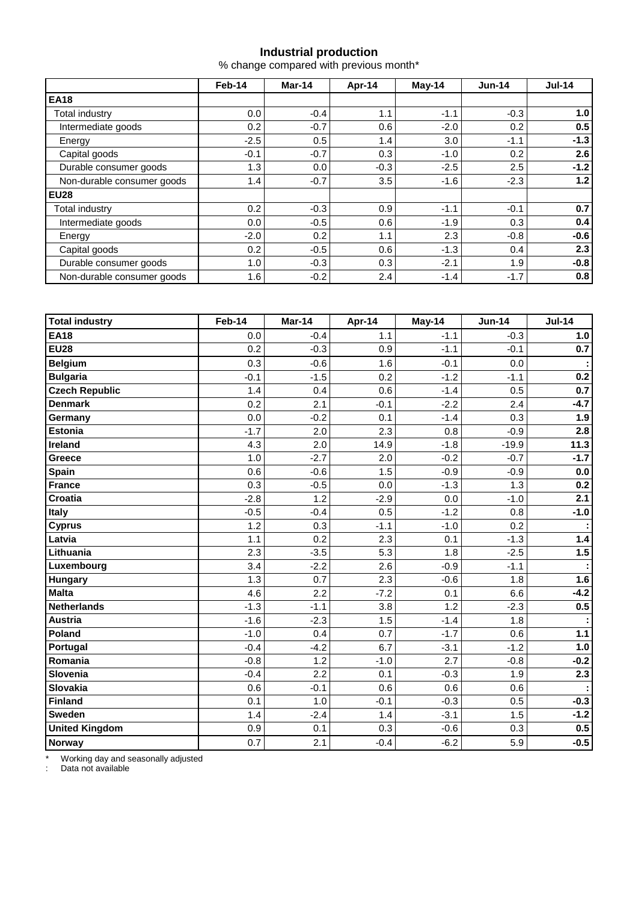## Industrial production

% change compared with previous month*

| | Feb-14 | Mar-14 | Apr-14 | May-14 | Jun-14 | Jul-14 |
|---|---|---|---|---|---|---|
| **EA18** | | | | | | |
| Total industry | 0.0 | -0.4 | 1.1 | -1.1 | -0.3 | **1.0** |
| Intermediate goods | 0.2 | -0.7 | 0.6 | -2.0 | 0.2 | **0.5** |
| Energy | -2.5 | 0.5 | 1.4 | 3.0 | -1.1 | **-1.3** |
| Capital goods | -0.1 | -0.7 | 0.3 | -1.0 | 0.2 | **2.6** |
| Durable consumer goods | 1.3 | 0.0 | -0.3 | -2.5 | 2.5 | **-1.2** |
| Non-durable consumer goods | 1.4 | -0.7 | 3.5 | -1.6 | -2.3 | **1.2** |
| **EU28** | | | | | | |
| Total industry | 0.2 | -0.3 | 0.9 | -1.1 | -0.1 | **0.7** |
| Intermediate goods | 0.0 | -0.5 | 0.6 | -1.9 | 0.3 | **0.4** |
| Energy | -2.0 | 0.2 | 1.1 | 2.3 | -0.8 | **-0.6** |
| Capital goods | 0.2 | -0.5 | 0.6 | -1.3 | 0.4 | **2.3** |
| Durable consumer goods | 1.0 | -0.3 | 0.3 | -2.1 | 1.9 | **-0.8** |
| Non-durable consumer goods | 1.6 | -0.2 | 2.4 | -1.4 | -1.7 | **0.8** |

| **Total industry** | **Feb-14** | **Mar-14** | **Apr-14** | **May-14** | **Jun-14** | **Jul-14** |
|---|---|---|---|---|---|---|
| **EA18** | 0.0 | -0.4 | 1.1 | -1.1 | -0.3 | **1.0** |
| **EU28** | 0.2 | -0.3 | 0.9 | -1.1 | -0.1 | **0.7** |
| **Belgium** | 0.3 | -0.6 | 1.6 | -0.1 | 0.0 | **:** |
| **Bulgaria** | -0.1 | -1.5 | 0.2 | -1.2 | -1.1 | **0.2** |
| **Czech Republic** | 1.4 | 0.4 | 0.6 | -1.4 | 0.5 | **0.7** |
| **Denmark** | 0.2 | 2.1 | -0.1 | -2.2 | 2.4 | **-4.7** |
| **Germany** | 0.0 | -0.2 | 0.1 | -1.4 | 0.3 | **1.9** |
| **Estonia** | -1.7 | 2.0 | 2.3 | 0.8 | -0.9 | **2.8** |
| **Ireland** | 4.3 | 2.0 | 14.9 | -1.8 | -19.9 | **11.3** |
| **Greece** | 1.0 | -2.7 | 2.0 | -0.2 | -0.7 | **-1.7** |
| **Spain** | 0.6 | -0.6 | 1.5 | -0.9 | -0.9 | **0.0** |
| **France** | 0.3 | -0.5 | 0.0 | -1.3 | 1.3 | **0.2** |
| **Croatia** | -2.8 | 1.2 | -2.9 | 0.0 | -1.0 | **2.1** |
| **Italy** | -0.5 | -0.4 | 0.5 | -1.2 | 0.8 | **-1.0** |
| **Cyprus** | 1.2 | 0.3 | -1.1 | -1.0 | 0.2 | **:** |
| **Latvia** | 1.1 | 0.2 | 2.3 | 0.1 | -1.3 | **1.4** |
| **Lithuania** | 2.3 | -3.5 | 5.3 | 1.8 | -2.5 | **1.5** |
| **Luxembourg** | 3.4 | -2.2 | 2.6 | -0.9 | -1.1 | **:** |
| **Hungary** | 1.3 | 0.7 | 2.3 | -0.6 | 1.8 | **1.6** |
| **Malta** | 4.6 | 2.2 | -7.2 | 0.1 | 6.6 | **-4.2** |
| **Netherlands** | -1.3 | -1.1 | 3.8 | 1.2 | -2.3 | **0.5** |
| **Austria** | -1.6 | -2.3 | 1.5 | -1.4 | 1.8 | **:** |
| **Poland** | -1.0 | 0.4 | 0.7 | -1.7 | 0.6 | **1.1** |
| **Portugal** | -0.4 | -4.2 | 6.7 | -3.1 | -1.2 | **1.0** |
| **Romania** | -0.8 | 1.2 | -1.0 | 2.7 | -0.8 | **-0.2** |
| **Slovenia** | -0.4 | 2.2 | 0.1 | -0.3 | 1.9 | **2.3** |
| **Slovakia** | 0.6 | -0.1 | 0.6 | 0.6 | 0.6 | **:** |
| **Finland** | 0.1 | 1.0 | -0.1 | -0.3 | 0.5 | **-0.3** |
| **Sweden** | 1.4 | -2.4 | 1.4 | -3.1 | 1.5 | **-1.2** |
| **United Kingdom** | 0.9 | 0.1 | 0.3 | -0.6 | 0.3 | **0.5** |
| **Norway** | 0.7 | 2.1 | -0.4 | -6.2 | 5.9 | **-0.5** |

\* Working day and seasonally adjusted

: Data not available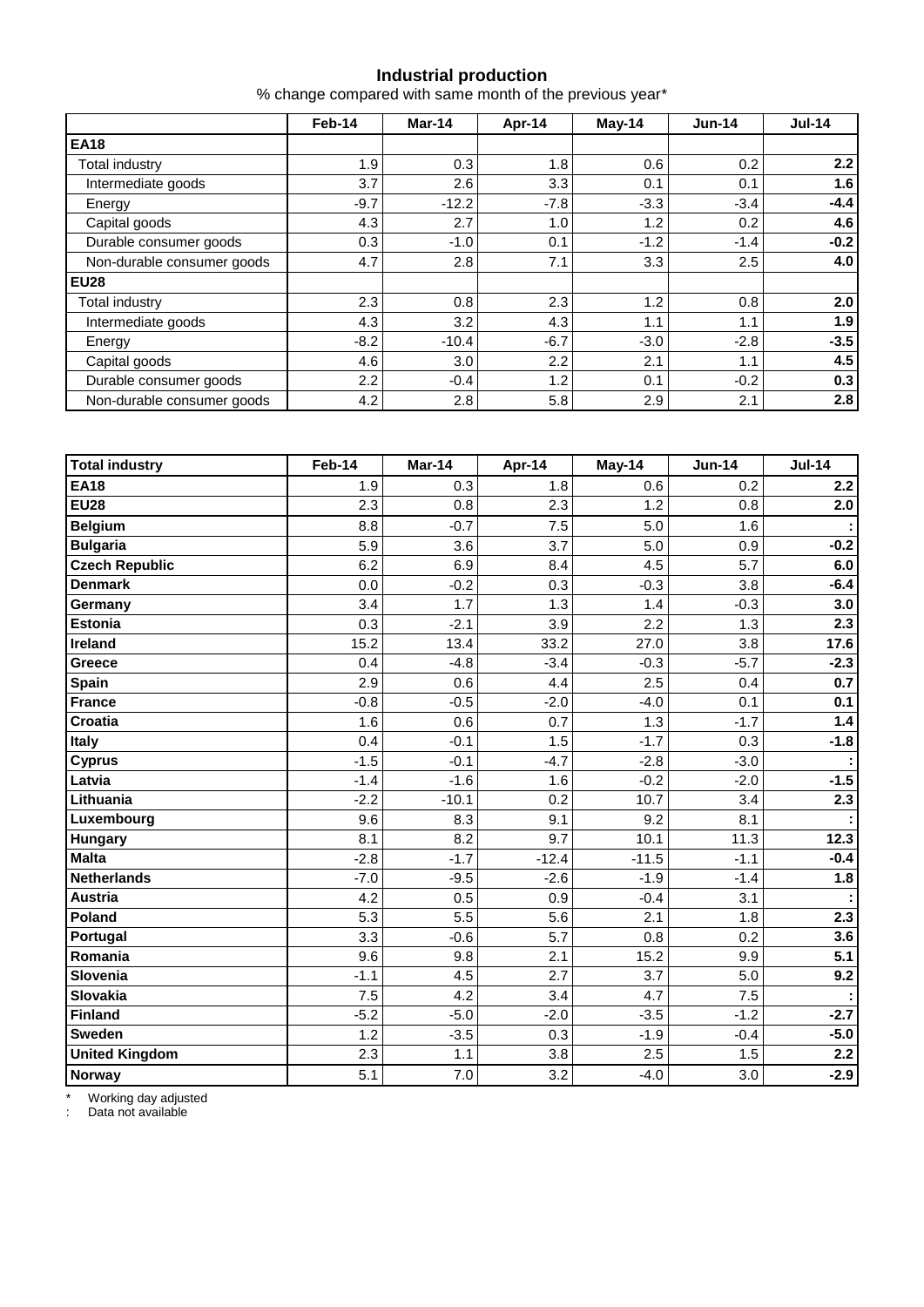## Industrial production

% change compared with same month of the previous year*

| | Feb-14 | Mar-14 | Apr-14 | May-14 | Jun-14 | Jul-14 |
|---|---|---|---|---|---|---|
| **EA18** | | | | | | |
| Total industry | 1.9 | 0.3 | 1.8 | 0.6 | 0.2 | **2.2** |
| Intermediate goods | 3.7 | 2.6 | 3.3 | 0.1 | 0.1 | **1.6** |
| Energy | -9.7 | -12.2 | -7.8 | -3.3 | -3.4 | **-4.4** |
| Capital goods | 4.3 | 2.7 | 1.0 | 1.2 | 0.2 | **4.6** |
| Durable consumer goods | 0.3 | -1.0 | 0.1 | -1.2 | -1.4 | **-0.2** |
| Non-durable consumer goods | 4.7 | 2.8 | 7.1 | 3.3 | 2.5 | **4.0** |
| **EU28** | | | | | | |
| Total industry | 2.3 | 0.8 | 2.3 | 1.2 | 0.8 | **2.0** |
| Intermediate goods | 4.3 | 3.2 | 4.3 | 1.1 | 1.1 | **1.9** |
| Energy | -8.2 | -10.4 | -6.7 | -3.0 | -2.8 | **-3.5** |
| Capital goods | 4.6 | 3.0 | 2.2 | 2.1 | 1.1 | **4.5** |
| Durable consumer goods | 2.2 | -0.4 | 1.2 | 0.1 | -0.2 | **0.3** |
| Non-durable consumer goods | 4.2 | 2.8 | 5.8 | 2.9 | 2.1 | **2.8** |

| **Total industry** | Feb-14 | Mar-14 | Apr-14 | May-14 | Jun-14 | Jul-14 |
|---|---|---|---|---|---|---|
| **EA18** | 1.9 | 0.3 | 1.8 | 0.6 | 0.2 | **2.2** |
| **EU28** | 2.3 | 0.8 | 2.3 | 1.2 | 0.8 | **2.0** |
| **Belgium** | 8.8 | -0.7 | 7.5 | 5.0 | 1.6 | **:** |
| **Bulgaria** | 5.9 | 3.6 | 3.7 | 5.0 | 0.9 | **-0.2** |
| **Czech Republic** | 6.2 | 6.9 | 8.4 | 4.5 | 5.7 | **6.0** |
| **Denmark** | 0.0 | -0.2 | 0.3 | -0.3 | 3.8 | **-6.4** |
| **Germany** | 3.4 | 1.7 | 1.3 | 1.4 | -0.3 | **3.0** |
| **Estonia** | 0.3 | -2.1 | 3.9 | 2.2 | 1.3 | **2.3** |
| **Ireland** | 15.2 | 13.4 | 33.2 | 27.0 | 3.8 | **17.6** |
| **Greece** | 0.4 | -4.8 | -3.4 | -0.3 | -5.7 | **-2.3** |
| **Spain** | 2.9 | 0.6 | 4.4 | 2.5 | 0.4 | **0.7** |
| **France** | -0.8 | -0.5 | -2.0 | -4.0 | 0.1 | **0.1** |
| **Croatia** | 1.6 | 0.6 | 0.7 | 1.3 | -1.7 | **1.4** |
| **Italy** | 0.4 | -0.1 | 1.5 | -1.7 | 0.3 | **-1.8** |
| **Cyprus** | -1.5 | -0.1 | -4.7 | -2.8 | -3.0 | **:** |
| **Latvia** | -1.4 | -1.6 | 1.6 | -0.2 | -2.0 | **-1.5** |
| **Lithuania** | -2.2 | -10.1 | 0.2 | 10.7 | 3.4 | **2.3** |
| **Luxembourg** | 9.6 | 8.3 | 9.1 | 9.2 | 8.1 | **:** |
| **Hungary** | 8.1 | 8.2 | 9.7 | 10.1 | 11.3 | **12.3** |
| **Malta** | -2.8 | -1.7 | -12.4 | -11.5 | -1.1 | **-0.4** |
| **Netherlands** | -7.0 | -9.5 | -2.6 | -1.9 | -1.4 | **1.8** |
| **Austria** | 4.2 | 0.5 | 0.9 | -0.4 | 3.1 | **:** |
| **Poland** | 5.3 | 5.5 | 5.6 | 2.1 | 1.8 | **2.3** |
| **Portugal** | 3.3 | -0.6 | 5.7 | 0.8 | 0.2 | **3.6** |
| **Romania** | 9.6 | 9.8 | 2.1 | 15.2 | 9.9 | **5.1** |
| **Slovenia** | -1.1 | 4.5 | 2.7 | 3.7 | 5.0 | **9.2** |
| **Slovakia** | 7.5 | 4.2 | 3.4 | 4.7 | 7.5 | **:** |
| **Finland** | -5.2 | -5.0 | -2.0 | -3.5 | -1.2 | **-2.7** |
| **Sweden** | 1.2 | -3.5 | 0.3 | -1.9 | -0.4 | **-5.0** |
| **United Kingdom** | 2.3 | 1.1 | 3.8 | 2.5 | 1.5 | **2.2** |
| **Norway** | 5.1 | 7.0 | 3.2 | -4.0 | 3.0 | **-2.9** |

\* Working day adjusted

: Data not available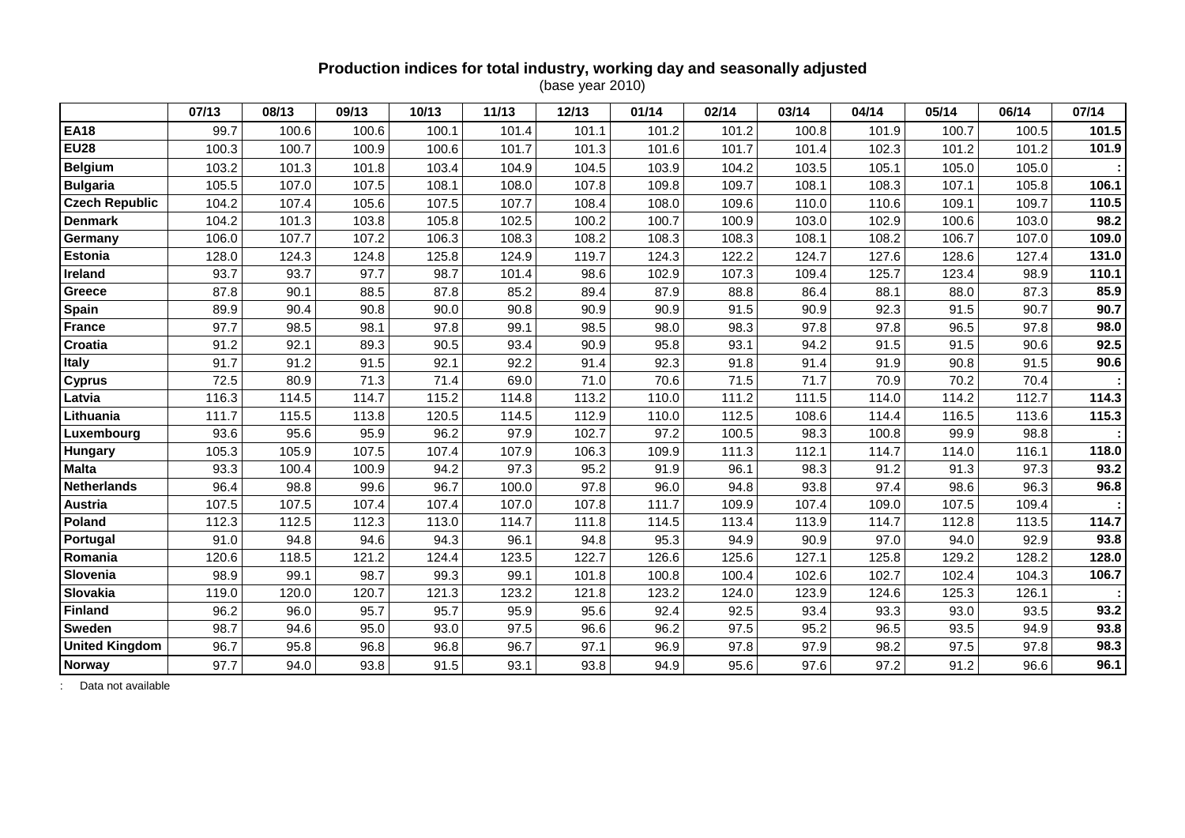**Production indices for total industry, working day and seasonally adjusted**
(base year 2010)

| | 07/13 | 08/13 | 09/13 | 10/13 | 11/13 | 12/13 | 01/14 | 02/14 | 03/14 | 04/14 | 05/14 | 06/14 | 07/14 |
|---|---|---|---|---|---|---|---|---|---|---|---|---|---|
| **EA18** | 99.7 | 100.6 | 100.6 | 100.1 | 101.4 | 101.1 | 101.2 | 101.2 | 100.8 | 101.9 | 100.7 | 100.5 | **101.5** |
| **EU28** | 100.3 | 100.7 | 100.9 | 100.6 | 101.7 | 101.3 | 101.6 | 101.7 | 101.4 | 102.3 | 101.2 | 101.2 | **101.9** |
| **Belgium** | 103.2 | 101.3 | 101.8 | 103.4 | 104.9 | 104.5 | 103.9 | 104.2 | 103.5 | 105.1 | 105.0 | 105.0 | **:** |
| **Bulgaria** | 105.5 | 107.0 | 107.5 | 108.1 | 108.0 | 107.8 | 109.8 | 109.7 | 108.1 | 108.3 | 107.1 | 105.8 | **106.1** |
| **Czech Republic** | 104.2 | 107.4 | 105.6 | 107.5 | 107.7 | 108.4 | 108.0 | 109.6 | 110.0 | 110.6 | 109.1 | 109.7 | **110.5** |
| **Denmark** | 104.2 | 101.3 | 103.8 | 105.8 | 102.5 | 100.2 | 100.7 | 100.9 | 103.0 | 102.9 | 100.6 | 103.0 | **98.2** |
| **Germany** | 106.0 | 107.7 | 107.2 | 106.3 | 108.3 | 108.2 | 108.3 | 108.3 | 108.1 | 108.2 | 106.7 | 107.0 | **109.0** |
| **Estonia** | 128.0 | 124.3 | 124.8 | 125.8 | 124.9 | 119.7 | 124.3 | 122.2 | 124.7 | 127.6 | 128.6 | 127.4 | **131.0** |
| **Ireland** | 93.7 | 93.7 | 97.7 | 98.7 | 101.4 | 98.6 | 102.9 | 107.3 | 109.4 | 125.7 | 123.4 | 98.9 | **110.1** |
| **Greece** | 87.8 | 90.1 | 88.5 | 87.8 | 85.2 | 89.4 | 87.9 | 88.8 | 86.4 | 88.1 | 88.0 | 87.3 | **85.9** |
| **Spain** | 89.9 | 90.4 | 90.8 | 90.0 | 90.8 | 90.9 | 90.9 | 91.5 | 90.9 | 92.3 | 91.5 | 90.7 | **90.7** |
| **France** | 97.7 | 98.5 | 98.1 | 97.8 | 99.1 | 98.5 | 98.0 | 98.3 | 97.8 | 97.8 | 96.5 | 97.8 | **98.0** |
| **Croatia** | 91.2 | 92.1 | 89.3 | 90.5 | 93.4 | 90.9 | 95.8 | 93.1 | 94.2 | 91.5 | 91.5 | 90.6 | **92.5** |
| **Italy** | 91.7 | 91.2 | 91.5 | 92.1 | 92.2 | 91.4 | 92.3 | 91.8 | 91.4 | 91.9 | 90.8 | 91.5 | **90.6** |
| **Cyprus** | 72.5 | 80.9 | 71.3 | 71.4 | 69.0 | 71.0 | 70.6 | 71.5 | 71.7 | 70.9 | 70.2 | 70.4 | **:** |
| **Latvia** | 116.3 | 114.5 | 114.7 | 115.2 | 114.8 | 113.2 | 110.0 | 111.2 | 111.5 | 114.0 | 114.2 | 112.7 | **114.3** |
| **Lithuania** | 111.7 | 115.5 | 113.8 | 120.5 | 114.5 | 112.9 | 110.0 | 112.5 | 108.6 | 114.4 | 116.5 | 113.6 | **115.3** |
| **Luxembourg** | 93.6 | 95.6 | 95.9 | 96.2 | 97.9 | 102.7 | 97.2 | 100.5 | 98.3 | 100.8 | 99.9 | 98.8 | **:** |
| **Hungary** | 105.3 | 105.9 | 107.5 | 107.4 | 107.9 | 106.3 | 109.9 | 111.3 | 112.1 | 114.7 | 114.0 | 116.1 | **118.0** |
| **Malta** | 93.3 | 100.4 | 100.9 | 94.2 | 97.3 | 95.2 | 91.9 | 96.1 | 98.3 | 91.2 | 91.3 | 97.3 | **93.2** |
| **Netherlands** | 96.4 | 98.8 | 99.6 | 96.7 | 100.0 | 97.8 | 96.0 | 94.8 | 93.8 | 97.4 | 98.6 | 96.3 | **96.8** |
| **Austria** | 107.5 | 107.5 | 107.4 | 107.4 | 107.0 | 107.8 | 111.7 | 109.9 | 107.4 | 109.0 | 107.5 | 109.4 | **:** |
| **Poland** | 112.3 | 112.5 | 112.3 | 113.0 | 114.7 | 111.8 | 114.5 | 113.4 | 113.9 | 114.7 | 112.8 | 113.5 | **114.7** |
| **Portugal** | 91.0 | 94.8 | 94.6 | 94.3 | 96.1 | 94.8 | 95.3 | 94.9 | 90.9 | 97.0 | 94.0 | 92.9 | **93.8** |
| **Romania** | 120.6 | 118.5 | 121.2 | 124.4 | 123.5 | 122.7 | 126.6 | 125.6 | 127.1 | 125.8 | 129.2 | 128.2 | **128.0** |
| **Slovenia** | 98.9 | 99.1 | 98.7 | 99.3 | 99.1 | 101.8 | 100.8 | 100.4 | 102.6 | 102.7 | 102.4 | 104.3 | **106.7** |
| **Slovakia** | 119.0 | 120.0 | 120.7 | 121.3 | 123.2 | 121.8 | 123.2 | 124.0 | 123.9 | 124.6 | 125.3 | 126.1 | **:** |
| **Finland** | 96.2 | 96.0 | 95.7 | 95.7 | 95.9 | 95.6 | 92.4 | 92.5 | 93.4 | 93.3 | 93.0 | 93.5 | **93.2** |
| **Sweden** | 98.7 | 94.6 | 95.0 | 93.0 | 97.5 | 96.6 | 96.2 | 97.5 | 95.2 | 96.5 | 93.5 | 94.9 | **93.8** |
| **United Kingdom** | 96.7 | 95.8 | 96.8 | 96.8 | 96.7 | 97.1 | 96.9 | 97.8 | 97.9 | 98.2 | 97.5 | 97.8 | **98.3** |
| **Norway** | 97.7 | 94.0 | 93.8 | 91.5 | 93.1 | 93.8 | 94.9 | 95.6 | 97.6 | 97.2 | 91.2 | 96.6 | **96.1** |

: Data not available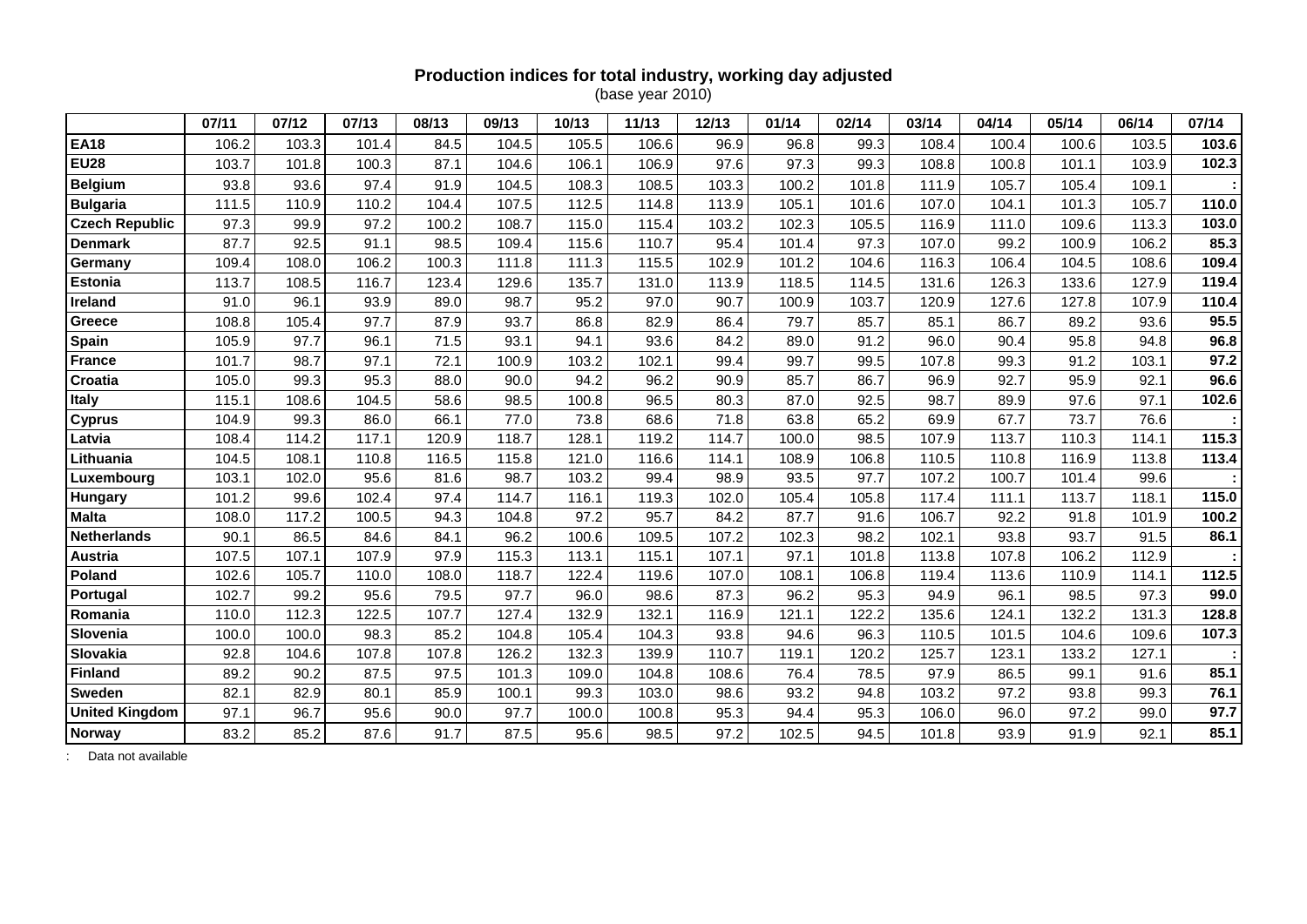**Production indices for total industry, working day adjusted**
(base year 2010)

| | 07/11 | 07/12 | 07/13 | 08/13 | 09/13 | 10/13 | 11/13 | 12/13 | 01/14 | 02/14 | 03/14 | 04/14 | 05/14 | 06/14 | 07/14 |
|---|---|---|---|---|---|---|---|---|---|---|---|---|---|---|---|
| **EA18** | 106.2 | 103.3 | 101.4 | 84.5 | 104.5 | 105.5 | 106.6 | 96.9 | 96.8 | 99.3 | 108.4 | 100.4 | 100.6 | 103.5 | **103.6** |
| **EU28** | 103.7 | 101.8 | 100.3 | 87.1 | 104.6 | 106.1 | 106.9 | 97.6 | 97.3 | 99.3 | 108.8 | 100.8 | 101.1 | 103.9 | **102.3** |
| **Belgium** | 93.8 | 93.6 | 97.4 | 91.9 | 104.5 | 108.3 | 108.5 | 103.3 | 100.2 | 101.8 | 111.9 | 105.7 | 105.4 | 109.1 | **:** |
| **Bulgaria** | 111.5 | 110.9 | 110.2 | 104.4 | 107.5 | 112.5 | 114.8 | 113.9 | 105.1 | 101.6 | 107.0 | 104.1 | 101.3 | 105.7 | **110.0** |
| **Czech Republic** | 97.3 | 99.9 | 97.2 | 100.2 | 108.7 | 115.0 | 115.4 | 103.2 | 102.3 | 105.5 | 116.9 | 111.0 | 109.6 | 113.3 | **103.0** |
| **Denmark** | 87.7 | 92.5 | 91.1 | 98.5 | 109.4 | 115.6 | 110.7 | 95.4 | 101.4 | 97.3 | 107.0 | 99.2 | 100.9 | 106.2 | **85.3** |
| **Germany** | 109.4 | 108.0 | 106.2 | 100.3 | 111.8 | 111.3 | 115.5 | 102.9 | 101.2 | 104.6 | 116.3 | 106.4 | 104.5 | 108.6 | **109.4** |
| **Estonia** | 113.7 | 108.5 | 116.7 | 123.4 | 129.6 | 135.7 | 131.0 | 113.9 | 118.5 | 114.5 | 131.6 | 126.3 | 133.6 | 127.9 | **119.4** |
| **Ireland** | 91.0 | 96.1 | 93.9 | 89.0 | 98.7 | 95.2 | 97.0 | 90.7 | 100.9 | 103.7 | 120.9 | 127.6 | 127.8 | 107.9 | **110.4** |
| **Greece** | 108.8 | 105.4 | 97.7 | 87.9 | 93.7 | 86.8 | 82.9 | 86.4 | 79.7 | 85.7 | 85.1 | 86.7 | 89.2 | 93.6 | **95.5** |
| **Spain** | 105.9 | 97.7 | 96.1 | 71.5 | 93.1 | 94.1 | 93.6 | 84.2 | 89.0 | 91.2 | 96.0 | 90.4 | 95.8 | 94.8 | **96.8** |
| **France** | 101.7 | 98.7 | 97.1 | 72.1 | 100.9 | 103.2 | 102.1 | 99.4 | 99.7 | 99.5 | 107.8 | 99.3 | 91.2 | 103.1 | **97.2** |
| **Croatia** | 105.0 | 99.3 | 95.3 | 88.0 | 90.0 | 94.2 | 96.2 | 90.9 | 85.7 | 86.7 | 96.9 | 92.7 | 95.9 | 92.1 | **96.6** |
| **Italy** | 115.1 | 108.6 | 104.5 | 58.6 | 98.5 | 100.8 | 96.5 | 80.3 | 87.0 | 92.5 | 98.7 | 89.9 | 97.6 | 97.1 | **102.6** |
| **Cyprus** | 104.9 | 99.3 | 86.0 | 66.1 | 77.0 | 73.8 | 68.6 | 71.8 | 63.8 | 65.2 | 69.9 | 67.7 | 73.7 | 76.6 | **:** |
| **Latvia** | 108.4 | 114.2 | 117.1 | 120.9 | 118.7 | 128.1 | 119.2 | 114.7 | 100.0 | 98.5 | 107.9 | 113.7 | 110.3 | 114.1 | **115.3** |
| **Lithuania** | 104.5 | 108.1 | 110.8 | 116.5 | 115.8 | 121.0 | 116.6 | 114.1 | 108.9 | 106.8 | 110.5 | 110.8 | 116.9 | 113.8 | **113.4** |
| **Luxembourg** | 103.1 | 102.0 | 95.6 | 81.6 | 98.7 | 103.2 | 99.4 | 98.9 | 93.5 | 97.7 | 107.2 | 100.7 | 101.4 | 99.6 | **:** |
| **Hungary** | 101.2 | 99.6 | 102.4 | 97.4 | 114.7 | 116.1 | 119.3 | 102.0 | 105.4 | 105.8 | 117.4 | 111.1 | 113.7 | 118.1 | **115.0** |
| **Malta** | 108.0 | 117.2 | 100.5 | 94.3 | 104.8 | 97.2 | 95.7 | 84.2 | 87.7 | 91.6 | 106.7 | 92.2 | 91.8 | 101.9 | **100.2** |
| **Netherlands** | 90.1 | 86.5 | 84.6 | 84.1 | 96.2 | 100.6 | 109.5 | 107.2 | 102.3 | 98.2 | 102.1 | 93.8 | 93.7 | 91.5 | **86.1** |
| **Austria** | 107.5 | 107.1 | 107.9 | 97.9 | 115.3 | 113.1 | 115.1 | 107.1 | 97.1 | 101.8 | 113.8 | 107.8 | 106.2 | 112.9 | **:** |
| **Poland** | 102.6 | 105.7 | 110.0 | 108.0 | 118.7 | 122.4 | 119.6 | 107.0 | 108.1 | 106.8 | 119.4 | 113.6 | 110.9 | 114.1 | **112.5** |
| **Portugal** | 102.7 | 99.2 | 95.6 | 79.5 | 97.7 | 96.0 | 98.6 | 87.3 | 96.2 | 95.3 | 94.9 | 96.1 | 98.5 | 97.3 | **99.0** |
| **Romania** | 110.0 | 112.3 | 122.5 | 107.7 | 127.4 | 132.9 | 132.1 | 116.9 | 121.1 | 122.2 | 135.6 | 124.1 | 132.2 | 131.3 | **128.8** |
| **Slovenia** | 100.0 | 100.0 | 98.3 | 85.2 | 104.8 | 105.4 | 104.3 | 93.8 | 94.6 | 96.3 | 110.5 | 101.5 | 104.6 | 109.6 | **107.3** |
| **Slovakia** | 92.8 | 104.6 | 107.8 | 107.8 | 126.2 | 132.3 | 139.9 | 110.7 | 119.1 | 120.2 | 125.7 | 123.1 | 133.2 | 127.1 | **:** |
| **Finland** | 89.2 | 90.2 | 87.5 | 97.5 | 101.3 | 109.0 | 104.8 | 108.6 | 76.4 | 78.5 | 97.9 | 86.5 | 99.1 | 91.6 | **85.1** |
| **Sweden** | 82.1 | 82.9 | 80.1 | 85.9 | 100.1 | 99.3 | 103.0 | 98.6 | 93.2 | 94.8 | 103.2 | 97.2 | 93.8 | 99.3 | **76.1** |
| **United Kingdom** | 97.1 | 96.7 | 95.6 | 90.0 | 97.7 | 100.0 | 100.8 | 95.3 | 94.4 | 95.3 | 106.0 | 96.0 | 97.2 | 99.0 | **97.7** |
| **Norway** | 83.2 | 85.2 | 87.6 | 91.7 | 87.5 | 95.6 | 98.5 | 97.2 | 102.5 | 94.5 | 101.8 | 93.9 | 91.9 | 92.1 | **85.1** |

: Data not available